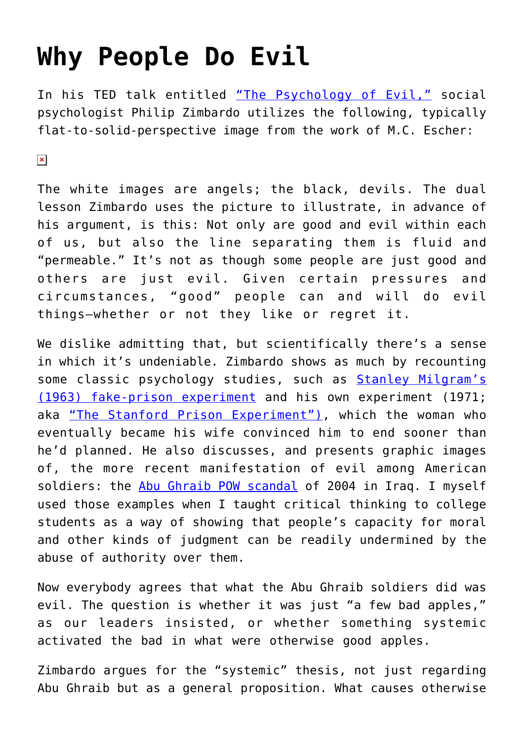# Why People Do Evil

In his TED talk entitled "The Psychology of Evil," social psychologist Philip Zimbardo utilizes the following, typically flat-to-solid-perspective image from the work of M.C. Escher:

The white images are angels; the black, devils. The dual lesson Zimbardo uses the picture to illustrate, in advance of his argument, is this: Not only are good and evil within each of us, but also the line separating them is fluid and "permeable." It's not as though some people are just good and others are just evil. Given certain pressures and circumstances, "good" people can and will do evil things—whether or not they like or regret it.

We dislike admitting that, but scientifically there's a sense in which it's undeniable. Zimbardo shows as much by recounting some classic psychology studies, such as Stanley Milgram's (1963) fake-prison experiment and his own experiment (1971; aka "The Stanford Prison Experiment"), which the woman who eventually became his wife convinced him to end sooner than he'd planned. He also discusses, and presents graphic images of, the more recent manifestation of evil among American soldiers: the Abu Ghraib POW scandal of 2004 in Iraq. I myself used those examples when I taught critical thinking to college students as a way of showing that people's capacity for moral and other kinds of judgment can be readily undermined by the abuse of authority over them.

Now everybody agrees that what the Abu Ghraib soldiers did was evil. The question is whether it was just "a few bad apples," as our leaders insisted, or whether something systemic activated the bad in what were otherwise good apples.

Zimbardo argues for the "systemic" thesis, not just regarding Abu Ghraib but as a general proposition. What causes otherwise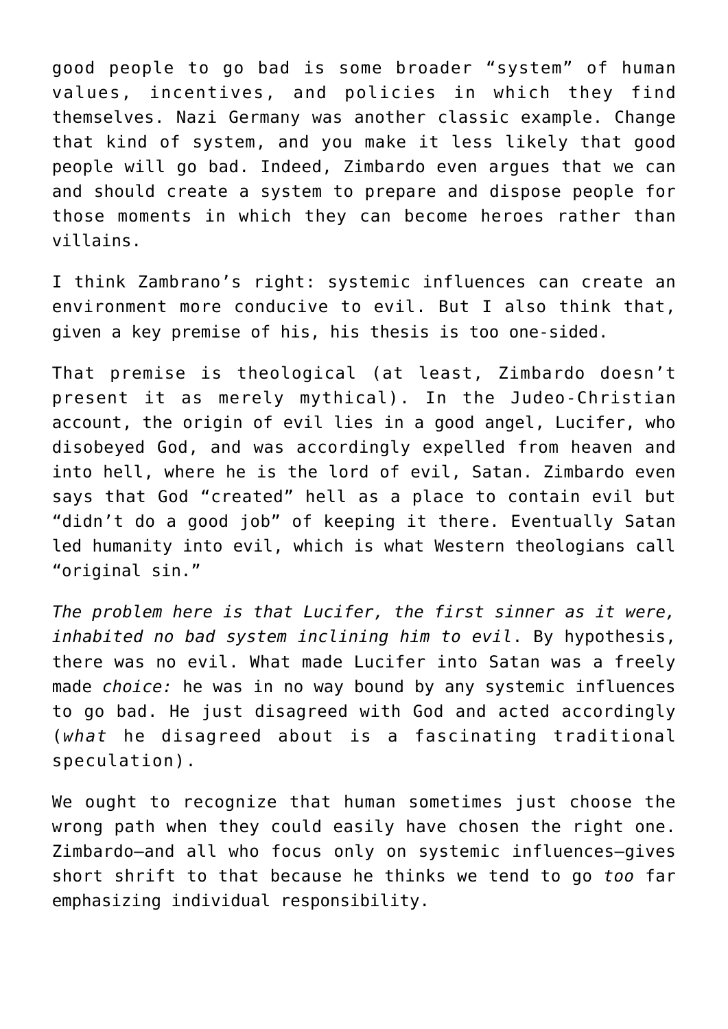good people to go bad is some broader "system" of human values, incentives, and policies in which they find themselves. Nazi Germany was another classic example. Change that kind of system, and you make it less likely that good people will go bad. Indeed, Zimbardo even argues that we can and should create a system to prepare and dispose people for those moments in which they can become heroes rather than villains.

I think Zambrano's right: systemic influences can create an environment more conducive to evil. But I also think that, given a key premise of his, his thesis is too one-sided.

That premise is theological (at least, Zimbardo doesn't present it as merely mythical). In the Judeo-Christian account, the origin of evil lies in a good angel, Lucifer, who disobeyed God, and was accordingly expelled from heaven and into hell, where he is the lord of evil, Satan. Zimbardo even says that God "created" hell as a place to contain evil but "didn't do a good job" of keeping it there. Eventually Satan led humanity into evil, which is what Western theologians call "original sin."

*The problem here is that Lucifer, the first sinner as it were, inhabited no bad system inclining him to evil*. By hypothesis, there was no evil. What made Lucifer into Satan was a freely made *choice:* he was in no way bound by any systemic influences to go bad. He just disagreed with God and acted accordingly (*what* he disagreed about is a fascinating traditional speculation).

We ought to recognize that human sometimes just choose the wrong path when they could easily have chosen the right one. Zimbardo—and all who focus only on systemic influences—gives short shrift to that because he thinks we tend to go *too* far emphasizing individual responsibility.